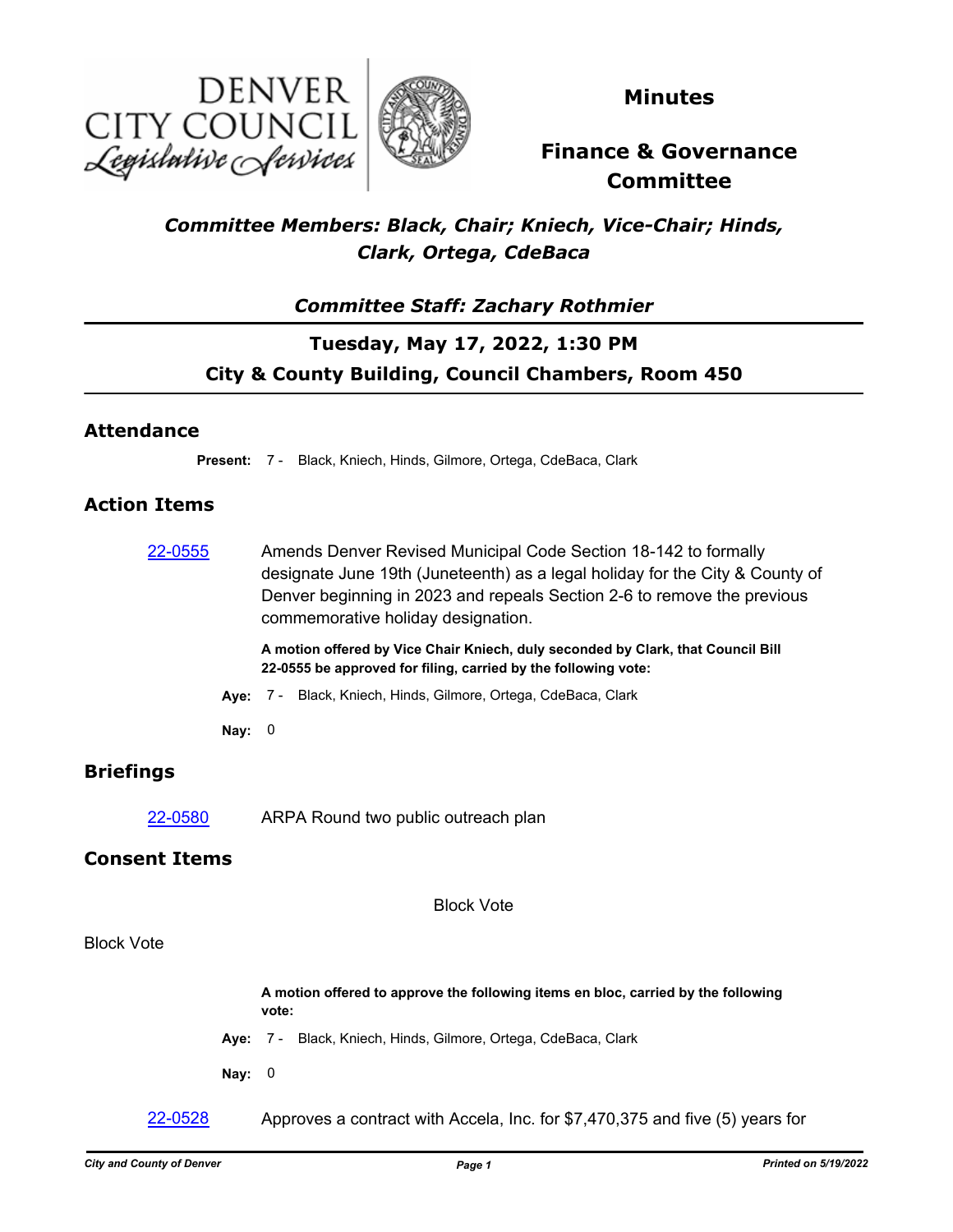DENVER CITY COUNCIL
*Legislative Services*

# Minutes

# Finance & Governance Committee

***Committee Members: Black, Chair; Kniech, Vice-Chair; Hinds, Clark, Ortega, CdeBaca***

***Committee Staff: Zachary Rothmier***

**Tuesday, May 17, 2022, 1:30 PM**

**City & County Building, Council Chambers, Room 450**

## Attendance

**Present:** 7 - Black, Kniech, Hinds, Gilmore, Ortega, CdeBaca, Clark

## Action Items

[22-0555] Amends Denver Revised Municipal Code Section 18-142 to formally designate June 19th (Juneteenth) as a legal holiday for the City & County of Denver beginning in 2023 and repeals Section 2-6 to remove the previous commemorative holiday designation.

**A motion offered by Vice Chair Kniech, duly seconded by Clark, that Council Bill 22-0555 be approved for filing, carried by the following vote:**

**Aye:** 7 - Black, Kniech, Hinds, Gilmore, Ortega, CdeBaca, Clark

**Nay:** 0

## Briefings

[22-0580] ARPA Round two public outreach plan

## Consent Items

Block Vote

Block Vote

**A motion offered to approve the following items en bloc, carried by the following vote:**

**Aye:** 7 - Black, Kniech, Hinds, Gilmore, Ortega, CdeBaca, Clark

**Nay:** 0

[22-0528] Approves a contract with Accela, Inc. for $7,470,375 and five (5) years for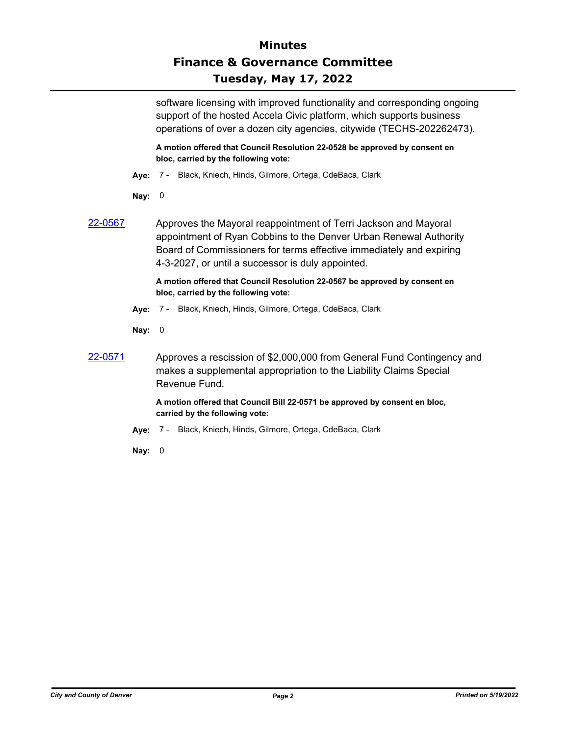software licensing with improved functionality and corresponding ongoing support of the hosted Accela Civic platform, which supports business operations of over a dozen city agencies, citywide (TECHS-202262473).

**A motion offered that Council Resolution 22-0528 be approved by consent en bloc, carried by the following vote:**

**Aye:** 7 - Black, Kniech, Hinds, Gilmore, Ortega, CdeBaca, Clark

**Nay:** 0

[22-0567](22-0567) Approves the Mayoral reappointment of Terri Jackson and Mayoral appointment of Ryan Cobbins to the Denver Urban Renewal Authority Board of Commissioners for terms effective immediately and expiring 4-3-2027, or until a successor is duly appointed.

**A motion offered that Council Resolution 22-0567 be approved by consent en bloc, carried by the following vote:**

**Aye:** 7 - Black, Kniech, Hinds, Gilmore, Ortega, CdeBaca, Clark

**Nay:** 0

[22-0571](22-0571) Approves a rescission of $2,000,000 from General Fund Contingency and makes a supplemental appropriation to the Liability Claims Special Revenue Fund.

**A motion offered that Council Bill 22-0571 be approved by consent en bloc, carried by the following vote:**

**Aye:** 7 - Black, Kniech, Hinds, Gilmore, Ortega, CdeBaca, Clark

**Nay:** 0